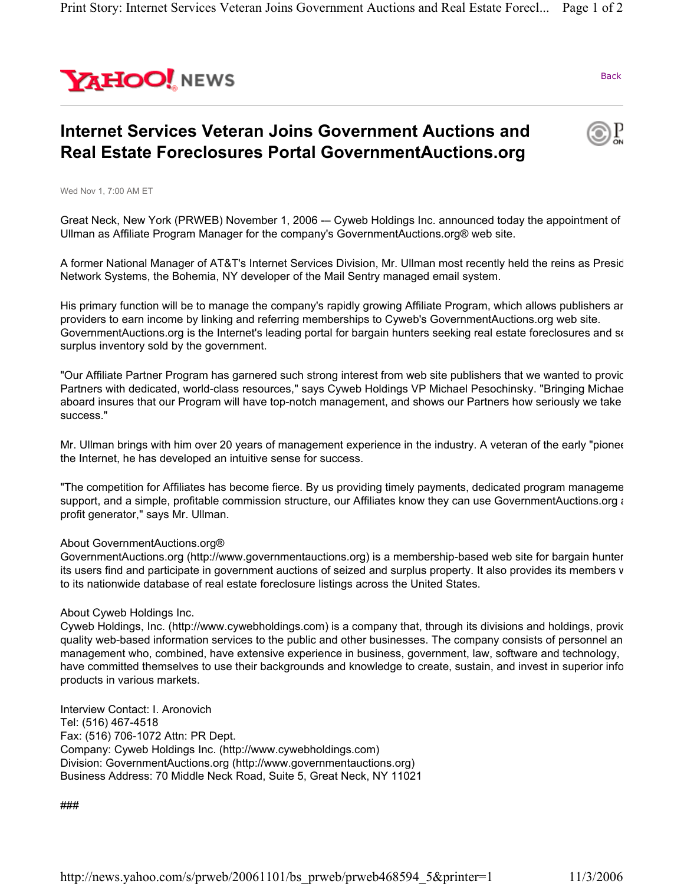YAHOO! NEWS

Back

# Internet Services Veteran Joins Government Auctions and Real Estate Foreclosures Portal GovernmentAuctions.org

Wed Nov 1, 7:00 AM ET

Great Neck, New York (PRWEB) November 1, 2006 -– Cyweb Holdings Inc. announced today the appointment of Ullman as Affiliate Program Manager for the company's GovernmentAuctions.org® web site.

A former National Manager of AT&T's Internet Services Division, Mr. Ullman most recently held the reins as Presid Network Systems, the Bohemia, NY developer of the Mail Sentry managed email system.

His primary function will be to manage the company's rapidly growing Affiliate Program, which allows publishers ar providers to earn income by linking and referring memberships to Cyweb's GovernmentAuctions.org web site. GovernmentAuctions.org is the Internet's leading portal for bargain hunters seeking real estate foreclosures and se surplus inventory sold by the government.

"Our Affiliate Partner Program has garnered such strong interest from web site publishers that we wanted to provic Partners with dedicated, world-class resources," says Cyweb Holdings VP Michael Pesochinsky. "Bringing Michae aboard insures that our Program will have top-notch management, and shows our Partners how seriously we take success."

Mr. Ullman brings with him over 20 years of management experience in the industry. A veteran of the early "pionee the Internet, he has developed an intuitive sense for success.

"The competition for Affiliates has become fierce. By us providing timely payments, dedicated program manageme support, and a simple, profitable commission structure, our Affiliates know they can use GovernmentAuctions.org a profit generator," says Mr. Ullman.

About GovernmentAuctions.org®
GovernmentAuctions.org (http://www.governmentauctions.org) is a membership-based web site for bargain hunter its users find and participate in government auctions of seized and surplus property. It also provides its members v to its nationwide database of real estate foreclosure listings across the United States.

About Cyweb Holdings Inc.
Cyweb Holdings, Inc. (http://www.cywebholdings.com) is a company that, through its divisions and holdings, provic quality web-based information services to the public and other businesses. The company consists of personnel an management who, combined, have extensive experience in business, government, law, software and technology, have committed themselves to use their backgrounds and knowledge to create, sustain, and invest in superior info products in various markets.

Interview Contact: I. Aronovich
Tel: (516) 467-4518
Fax: (516) 706-1072 Attn: PR Dept.
Company: Cyweb Holdings Inc. (http://www.cywebholdings.com)
Division: GovernmentAuctions.org (http://www.governmentauctions.org)
Business Address: 70 Middle Neck Road, Suite 5, Great Neck, NY 11021

###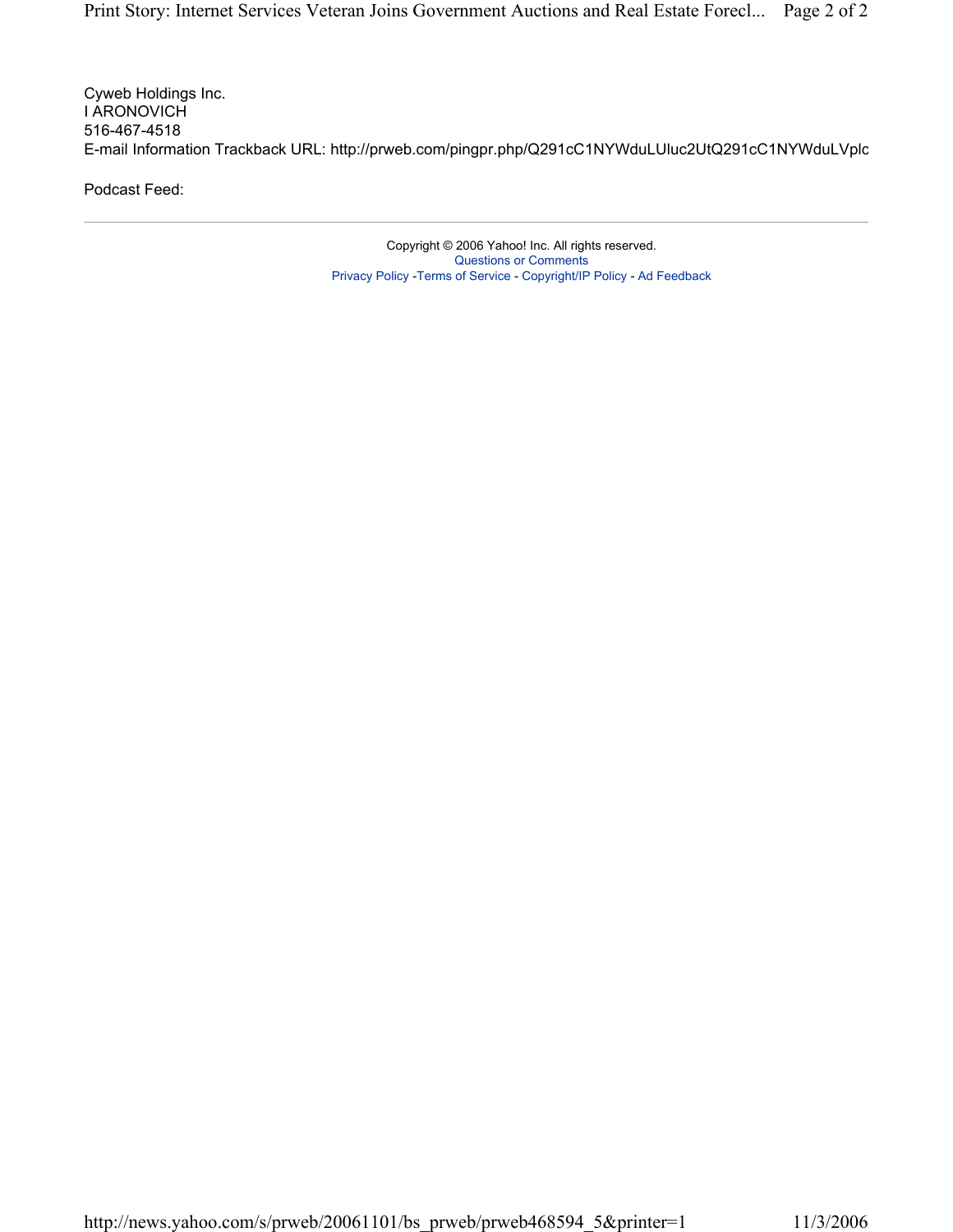Cyweb Holdings Inc.
I ARONOVICH
516-467-4518
E-mail Information Trackback URL: http://prweb.com/pingpr.php/Q291cC1NYWduLUluc2UtQ291cC1NYWduLVplc

Podcast Feed:

---

Copyright © 2006 Yahoo! Inc. All rights reserved.
Questions or Comments
Privacy Policy -Terms of Service - Copyright/IP Policy - Ad Feedback